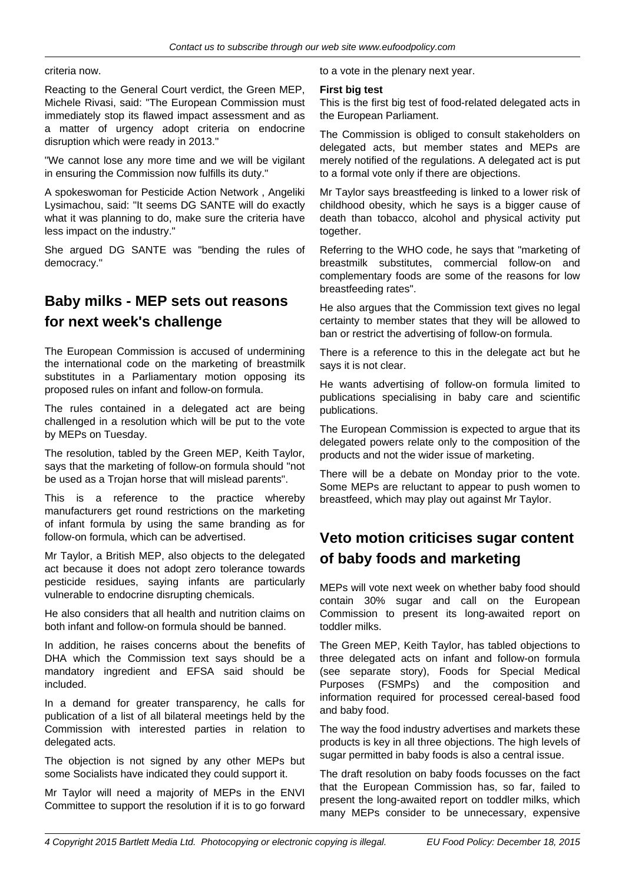criteria now.

Reacting to the General Court verdict, the Green MEP, Michele Rivasi, said: "The European Commission must immediately stop its flawed impact assessment and as a matter of urgency adopt criteria on endocrine disruption which were ready in 2013."

"We cannot lose any more time and we will be vigilant in ensuring the Commission now fulfills its duty."

A spokeswoman for Pesticide Action Network , Angeliki Lysimachou, said: "It seems DG SANTE will do exactly what it was planning to do, make sure the criteria have less impact on the industry."

She argued DG SANTE was "bending the rules of democracy."

## Baby milks - MEP sets out reasons for next week's challenge

The European Commission is accused of undermining the international code on the marketing of breastmilk substitutes in a Parliamentary motion opposing its proposed rules on infant and follow-on formula.

The rules contained in a delegated act are being challenged in a resolution which will be put to the vote by MEPs on Tuesday.

The resolution, tabled by the Green MEP, Keith Taylor, says that the marketing of follow-on formula should "not be used as a Trojan horse that will mislead parents".

This is a reference to the practice whereby manufacturers get round restrictions on the marketing of infant formula by using the same branding as for follow-on formula, which can be advertised.

Mr Taylor, a British MEP, also objects to the delegated act because it does not adopt zero tolerance towards pesticide residues, saying infants are particularly vulnerable to endocrine disrupting chemicals.

He also considers that all health and nutrition claims on both infant and follow-on formula should be banned.

In addition, he raises concerns about the benefits of DHA which the Commission text says should be a mandatory ingredient and EFSA said should be included.

In a demand for greater transparency, he calls for publication of a list of all bilateral meetings held by the Commission with interested parties in relation to delegated acts.

The objection is not signed by any other MEPs but some Socialists have indicated they could support it.

Mr Taylor will need a majority of MEPs in the ENVI Committee to support the resolution if it is to go forward to a vote in the plenary next year.

**First big test**

This is the first big test of food-related delegated acts in the European Parliament.

The Commission is obliged to consult stakeholders on delegated acts, but member states and MEPs are merely notified of the regulations. A delegated act is put to a formal vote only if there are objections.

Mr Taylor says breastfeeding is linked to a lower risk of childhood obesity, which he says is a bigger cause of death than tobacco, alcohol and physical activity put together.

Referring to the WHO code, he says that "marketing of breastmilk substitutes, commercial follow-on and complementary foods are some of the reasons for low breastfeeding rates".

He also argues that the Commission text gives no legal certainty to member states that they will be allowed to ban or restrict the advertising of follow-on formula.

There is a reference to this in the delegate act but he says it is not clear.

He wants advertising of follow-on formula limited to publications specialising in baby care and scientific publications.

The European Commission is expected to argue that its delegated powers relate only to the composition of the products and not the wider issue of marketing.

There will be a debate on Monday prior to the vote. Some MEPs are reluctant to appear to push women to breastfeed, which may play out against Mr Taylor.

## Veto motion criticises sugar content of baby foods and marketing

MEPs will vote next week on whether baby food should contain 30% sugar and call on the European Commission to present its long-awaited report on toddler milks.

The Green MEP, Keith Taylor, has tabled objections to three delegated acts on infant and follow-on formula (see separate story), Foods for Special Medical Purposes (FSMPs) and the composition and information required for processed cereal-based food and baby food.

The way the food industry advertises and markets these products is key in all three objections. The high levels of sugar permitted in baby foods is also a central issue.

The draft resolution on baby foods focusses on the fact that the European Commission has, so far, failed to present the long-awaited report on toddler milks, which many MEPs consider to be unnecessary, expensive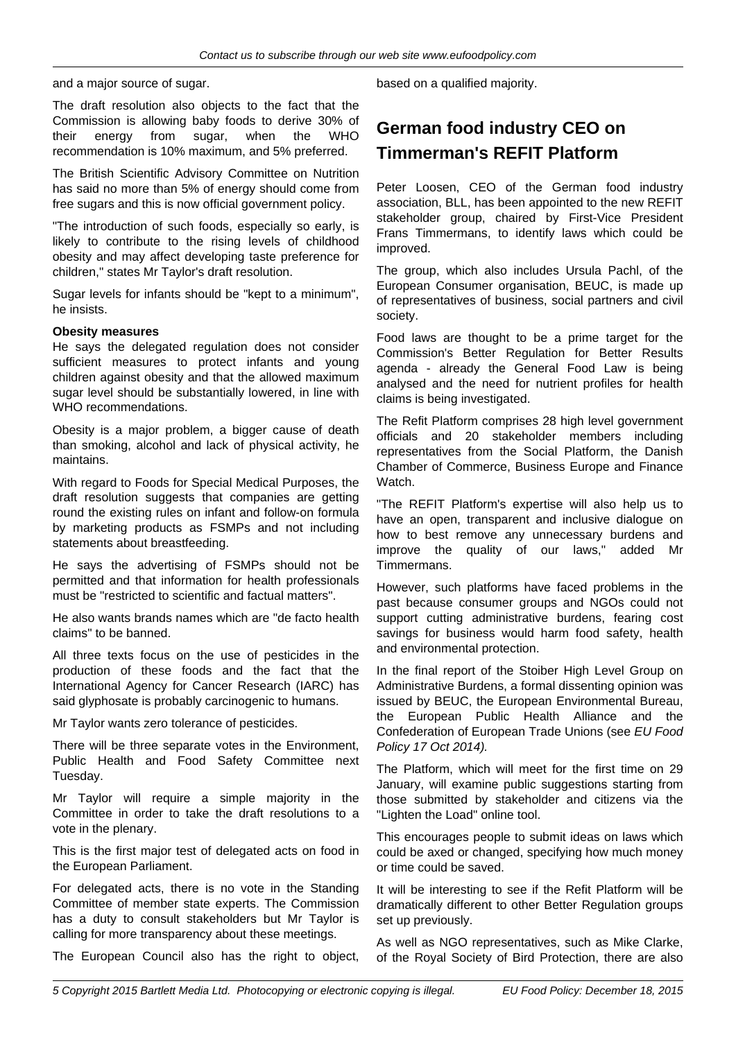and a major source of sugar.

The draft resolution also objects to the fact that the Commission is allowing baby foods to derive 30% of their energy from sugar, when the WHO recommendation is 10% maximum, and 5% preferred.

The British Scientific Advisory Committee on Nutrition has said no more than 5% of energy should come from free sugars and this is now official government policy.

"The introduction of such foods, especially so early, is likely to contribute to the rising levels of childhood obesity and may affect developing taste preference for children," states Mr Taylor's draft resolution.

Sugar levels for infants should be "kept to a minimum", he insists.

**Obesity measures**

He says the delegated regulation does not consider sufficient measures to protect infants and young children against obesity and that the allowed maximum sugar level should be substantially lowered, in line with WHO recommendations.

Obesity is a major problem, a bigger cause of death than smoking, alcohol and lack of physical activity, he maintains.

With regard to Foods for Special Medical Purposes, the draft resolution suggests that companies are getting round the existing rules on infant and follow-on formula by marketing products as FSMPs and not including statements about breastfeeding.

He says the advertising of FSMPs should not be permitted and that information for health professionals must be "restricted to scientific and factual matters".

He also wants brands names which are "de facto health claims" to be banned.

All three texts focus on the use of pesticides in the production of these foods and the fact that the International Agency for Cancer Research (IARC) has said glyphosate is probably carcinogenic to humans.

Mr Taylor wants zero tolerance of pesticides.

There will be three separate votes in the Environment, Public Health and Food Safety Committee next Tuesday.

Mr Taylor will require a simple majority in the Committee in order to take the draft resolutions to a vote in the plenary.

This is the first major test of delegated acts on food in the European Parliament.

For delegated acts, there is no vote in the Standing Committee of member state experts. The Commission has a duty to consult stakeholders but Mr Taylor is calling for more transparency about these meetings.

The European Council also has the right to object, based on a qualified majority.

## German food industry CEO on Timmerman's REFIT Platform

Peter Loosen, CEO of the German food industry association, BLL, has been appointed to the new REFIT stakeholder group, chaired by First-Vice President Frans Timmermans, to identify laws which could be improved.

The group, which also includes Ursula Pachl, of the European Consumer organisation, BEUC, is made up of representatives of business, social partners and civil society.

Food laws are thought to be a prime target for the Commission's Better Regulation for Better Results agenda - already the General Food Law is being analysed and the need for nutrient profiles for health claims is being investigated.

The Refit Platform comprises 28 high level government officials and 20 stakeholder members including representatives from the Social Platform, the Danish Chamber of Commerce, Business Europe and Finance Watch.

"The REFIT Platform's expertise will also help us to have an open, transparent and inclusive dialogue on how to best remove any unnecessary burdens and improve the quality of our laws," added Mr Timmermans.

However, such platforms have faced problems in the past because consumer groups and NGOs could not support cutting administrative burdens, fearing cost savings for business would harm food safety, health and environmental protection.

In the final report of the Stoiber High Level Group on Administrative Burdens, a formal dissenting opinion was issued by BEUC, the European Environmental Bureau, the European Public Health Alliance and the Confederation of European Trade Unions (see *EU Food Policy 17 Oct 2014).*

The Platform, which will meet for the first time on 29 January, will examine public suggestions starting from those submitted by stakeholder and citizens via the "Lighten the Load" online tool.

This encourages people to submit ideas on laws which could be axed or changed, specifying how much money or time could be saved.

It will be interesting to see if the Refit Platform will be dramatically different to other Better Regulation groups set up previously.

As well as NGO representatives, such as Mike Clarke, of the Royal Society of Bird Protection, there are also